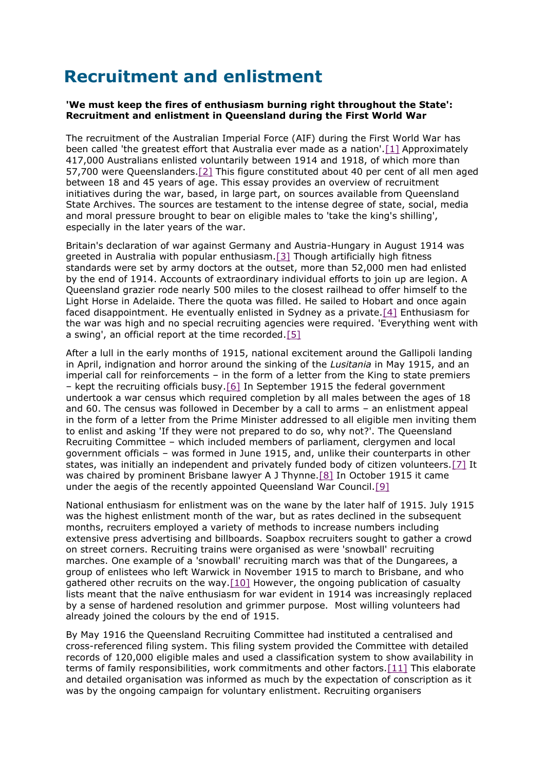# Recruitment and enlistment

**'We must keep the fires of enthusiasm burning right throughout the State': Recruitment and enlistment in Queensland during the First World War**

The recruitment of the Australian Imperial Force (AIF) during the First World War has been called 'the greatest effort that Australia ever made as a nation'.[1] Approximately 417,000 Australians enlisted voluntarily between 1914 and 1918, of which more than 57,700 were Queenslanders.[2] This figure constituted about 40 per cent of all men aged between 18 and 45 years of age. This essay provides an overview of recruitment initiatives during the war, based, in large part, on sources available from Queensland State Archives. The sources are testament to the intense degree of state, social, media and moral pressure brought to bear on eligible males to 'take the king's shilling', especially in the later years of the war.

Britain's declaration of war against Germany and Austria-Hungary in August 1914 was greeted in Australia with popular enthusiasm.[3] Though artificially high fitness standards were set by army doctors at the outset, more than 52,000 men had enlisted by the end of 1914. Accounts of extraordinary individual efforts to join up are legion. A Queensland grazier rode nearly 500 miles to the closest railhead to offer himself to the Light Horse in Adelaide. There the quota was filled. He sailed to Hobart and once again faced disappointment. He eventually enlisted in Sydney as a private.[4] Enthusiasm for the war was high and no special recruiting agencies were required. 'Everything went with a swing', an official report at the time recorded.[5]

After a lull in the early months of 1915, national excitement around the Gallipoli landing in April, indignation and horror around the sinking of the *Lusitania* in May 1915, and an imperial call for reinforcements – in the form of a letter from the King to state premiers – kept the recruiting officials busy.[6] In September 1915 the federal government undertook a war census which required completion by all males between the ages of 18 and 60. The census was followed in December by a call to arms – an enlistment appeal in the form of a letter from the Prime Minister addressed to all eligible men inviting them to enlist and asking 'If they were not prepared to do so, why not?'. The Queensland Recruiting Committee – which included members of parliament, clergymen and local government officials – was formed in June 1915, and, unlike their counterparts in other states, was initially an independent and privately funded body of citizen volunteers.[7] It was chaired by prominent Brisbane lawyer A J Thynne.[8] In October 1915 it came under the aegis of the recently appointed Queensland War Council.[9]

National enthusiasm for enlistment was on the wane by the later half of 1915. July 1915 was the highest enlistment month of the war, but as rates declined in the subsequent months, recruiters employed a variety of methods to increase numbers including extensive press advertising and billboards. Soapbox recruiters sought to gather a crowd on street corners. Recruiting trains were organised as were 'snowball' recruiting marches. One example of a 'snowball' recruiting march was that of the Dungarees, a group of enlistees who left Warwick in November 1915 to march to Brisbane, and who gathered other recruits on the way.[10] However, the ongoing publication of casualty lists meant that the naïve enthusiasm for war evident in 1914 was increasingly replaced by a sense of hardened resolution and grimmer purpose. Most willing volunteers had already joined the colours by the end of 1915.

By May 1916 the Queensland Recruiting Committee had instituted a centralised and cross-referenced filing system. This filing system provided the Committee with detailed records of 120,000 eligible males and used a classification system to show availability in terms of family responsibilities, work commitments and other factors.[11] This elaborate and detailed organisation was informed as much by the expectation of conscription as it was by the ongoing campaign for voluntary enlistment. Recruiting organisers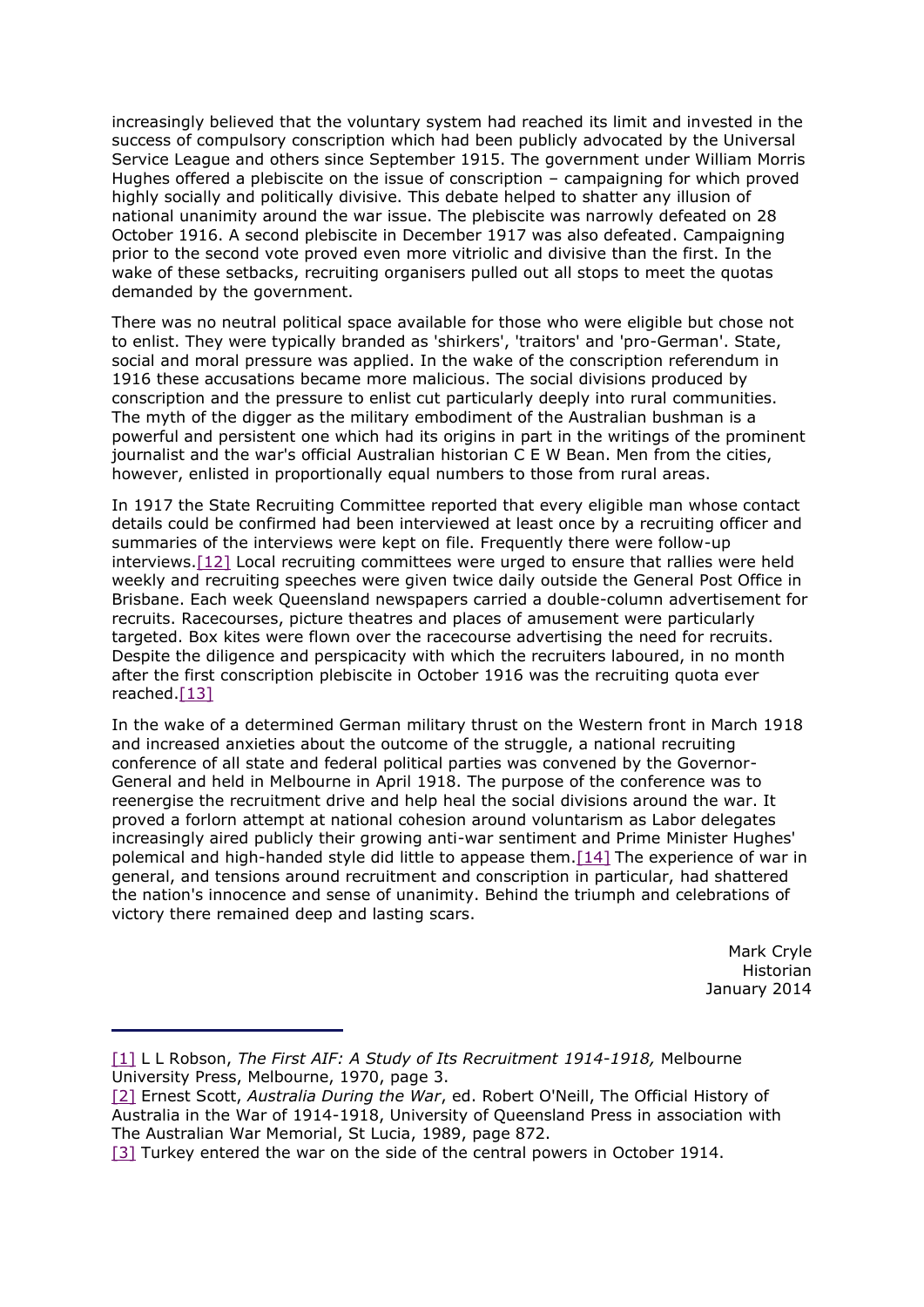increasingly believed that the voluntary system had reached its limit and invested in the success of compulsory conscription which had been publicly advocated by the Universal Service League and others since September 1915. The government under William Morris Hughes offered a plebiscite on the issue of conscription – campaigning for which proved highly socially and politically divisive. This debate helped to shatter any illusion of national unanimity around the war issue. The plebiscite was narrowly defeated on 28 October 1916. A second plebiscite in December 1917 was also defeated. Campaigning prior to the second vote proved even more vitriolic and divisive than the first. In the wake of these setbacks, recruiting organisers pulled out all stops to meet the quotas demanded by the government.

There was no neutral political space available for those who were eligible but chose not to enlist. They were typically branded as 'shirkers', 'traitors' and 'pro-German'. State, social and moral pressure was applied. In the wake of the conscription referendum in 1916 these accusations became more malicious. The social divisions produced by conscription and the pressure to enlist cut particularly deeply into rural communities. The myth of the digger as the military embodiment of the Australian bushman is a powerful and persistent one which had its origins in part in the writings of the prominent journalist and the war's official Australian historian C E W Bean. Men from the cities, however, enlisted in proportionally equal numbers to those from rural areas.

In 1917 the State Recruiting Committee reported that every eligible man whose contact details could be confirmed had been interviewed at least once by a recruiting officer and summaries of the interviews were kept on file. Frequently there were follow-up interviews.[12] Local recruiting committees were urged to ensure that rallies were held weekly and recruiting speeches were given twice daily outside the General Post Office in Brisbane. Each week Queensland newspapers carried a double-column advertisement for recruits. Racecourses, picture theatres and places of amusement were particularly targeted. Box kites were flown over the racecourse advertising the need for recruits. Despite the diligence and perspicacity with which the recruiters laboured, in no month after the first conscription plebiscite in October 1916 was the recruiting quota ever reached.[13]

In the wake of a determined German military thrust on the Western front in March 1918 and increased anxieties about the outcome of the struggle, a national recruiting conference of all state and federal political parties was convened by the Governor-General and held in Melbourne in April 1918. The purpose of the conference was to reenergise the recruitment drive and help heal the social divisions around the war. It proved a forlorn attempt at national cohesion around voluntarism as Labor delegates increasingly aired publicly their growing anti-war sentiment and Prime Minister Hughes' polemical and high-handed style did little to appease them.[14] The experience of war in general, and tensions around recruitment and conscription in particular, had shattered the nation's innocence and sense of unanimity. Behind the triumph and celebrations of victory there remained deep and lasting scars.

Mark Cryle
Historian
January 2014

---

[1] L L Robson, *The First AIF: A Study of Its Recruitment 1914-1918,* Melbourne University Press, Melbourne, 1970, page 3.

[2] Ernest Scott, *Australia During the War*, ed. Robert O'Neill, The Official History of Australia in the War of 1914-1918, University of Queensland Press in association with The Australian War Memorial, St Lucia, 1989, page 872.

[3] Turkey entered the war on the side of the central powers in October 1914.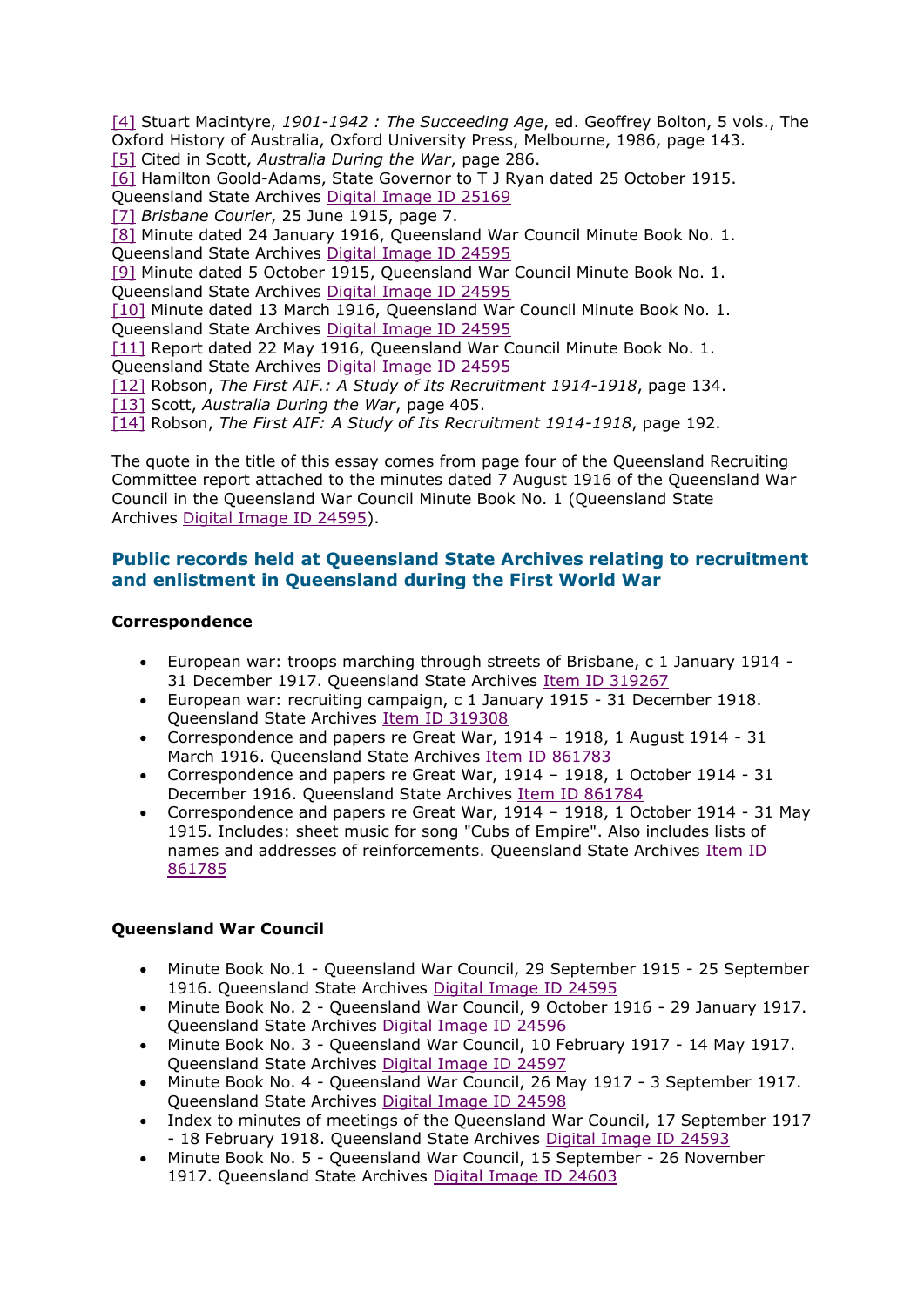[4] Stuart Macintyre, *1901-1942 : The Succeeding Age*, ed. Geoffrey Bolton, 5 vols., The Oxford History of Australia, Oxford University Press, Melbourne, 1986, page 143.
[5] Cited in Scott, *Australia During the War*, page 286.
[6] Hamilton Goold-Adams, State Governor to T J Ryan dated 25 October 1915. Queensland State Archives Digital Image ID 25169
[7] *Brisbane Courier*, 25 June 1915, page 7.
[8] Minute dated 24 January 1916, Queensland War Council Minute Book No. 1. Queensland State Archives Digital Image ID 24595
[9] Minute dated 5 October 1915, Queensland War Council Minute Book No. 1. Queensland State Archives Digital Image ID 24595
[10] Minute dated 13 March 1916, Queensland War Council Minute Book No. 1. Queensland State Archives Digital Image ID 24595
[11] Report dated 22 May 1916, Queensland War Council Minute Book No. 1. Queensland State Archives Digital Image ID 24595
[12] Robson, *The First AIF.: A Study of Its Recruitment 1914-1918*, page 134.
[13] Scott, *Australia During the War*, page 405.
[14] Robson, *The First AIF: A Study of Its Recruitment 1914-1918*, page 192.

The quote in the title of this essay comes from page four of the Queensland Recruiting Committee report attached to the minutes dated 7 August 1916 of the Queensland War Council in the Queensland War Council Minute Book No. 1 (Queensland State Archives Digital Image ID 24595).

## Public records held at Queensland State Archives relating to recruitment and enlistment in Queensland during the First World War

**Correspondence**

- European war: troops marching through streets of Brisbane, c 1 January 1914 - 31 December 1917. Queensland State Archives Item ID 319267
- European war: recruiting campaign, c 1 January 1915 - 31 December 1918. Queensland State Archives Item ID 319308
- Correspondence and papers re Great War, 1914 – 1918, 1 August 1914 - 31 March 1916. Queensland State Archives Item ID 861783
- Correspondence and papers re Great War, 1914 – 1918, 1 October 1914 - 31 December 1916. Queensland State Archives Item ID 861784
- Correspondence and papers re Great War, 1914 – 1918, 1 October 1914 - 31 May 1915. Includes: sheet music for song "Cubs of Empire". Also includes lists of names and addresses of reinforcements. Queensland State Archives Item ID 861785

**Queensland War Council**

- Minute Book No.1 - Queensland War Council, 29 September 1915 - 25 September 1916. Queensland State Archives Digital Image ID 24595
- Minute Book No. 2 - Queensland War Council, 9 October 1916 - 29 January 1917. Queensland State Archives Digital Image ID 24596
- Minute Book No. 3 - Queensland War Council, 10 February 1917 - 14 May 1917. Queensland State Archives Digital Image ID 24597
- Minute Book No. 4 - Queensland War Council, 26 May 1917 - 3 September 1917. Queensland State Archives Digital Image ID 24598
- Index to minutes of meetings of the Queensland War Council, 17 September 1917 - 18 February 1918. Queensland State Archives Digital Image ID 24593
- Minute Book No. 5 - Queensland War Council, 15 September - 26 November 1917. Queensland State Archives Digital Image ID 24603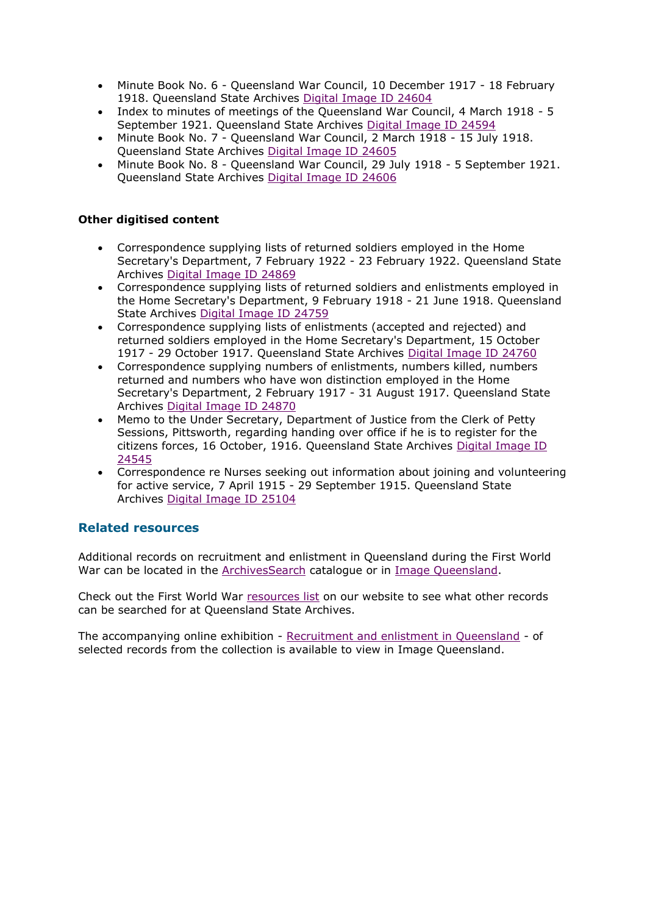- Minute Book No. 6 - Queensland War Council, 10 December 1917 - 18 February 1918. Queensland State Archives Digital Image ID 24604
- Index to minutes of meetings of the Queensland War Council, 4 March 1918 - 5 September 1921. Queensland State Archives Digital Image ID 24594
- Minute Book No. 7 - Queensland War Council, 2 March 1918 - 15 July 1918. Queensland State Archives Digital Image ID 24605
- Minute Book No. 8 - Queensland War Council, 29 July 1918 - 5 September 1921. Queensland State Archives Digital Image ID 24606

**Other digitised content**

- Correspondence supplying lists of returned soldiers employed in the Home Secretary's Department, 7 February 1922 - 23 February 1922. Queensland State Archives Digital Image ID 24869
- Correspondence supplying lists of returned soldiers and enlistments employed in the Home Secretary's Department, 9 February 1918 - 21 June 1918. Queensland State Archives Digital Image ID 24759
- Correspondence supplying lists of enlistments (accepted and rejected) and returned soldiers employed in the Home Secretary's Department, 15 October 1917 - 29 October 1917. Queensland State Archives Digital Image ID 24760
- Correspondence supplying numbers of enlistments, numbers killed, numbers returned and numbers who have won distinction employed in the Home Secretary's Department, 2 February 1917 - 31 August 1917. Queensland State Archives Digital Image ID 24870
- Memo to the Under Secretary, Department of Justice from the Clerk of Petty Sessions, Pittsworth, regarding handing over office if he is to register for the citizens forces, 16 October, 1916. Queensland State Archives Digital Image ID 24545
- Correspondence re Nurses seeking out information about joining and volunteering for active service, 7 April 1915 - 29 September 1915. Queensland State Archives Digital Image ID 25104

## Related resources

Additional records on recruitment and enlistment in Queensland during the First World War can be located in the ArchivesSearch catalogue or in Image Queensland.

Check out the First World War resources list on our website to see what other records can be searched for at Queensland State Archives.

The accompanying online exhibition - Recruitment and enlistment in Queensland - of selected records from the collection is available to view in Image Queensland.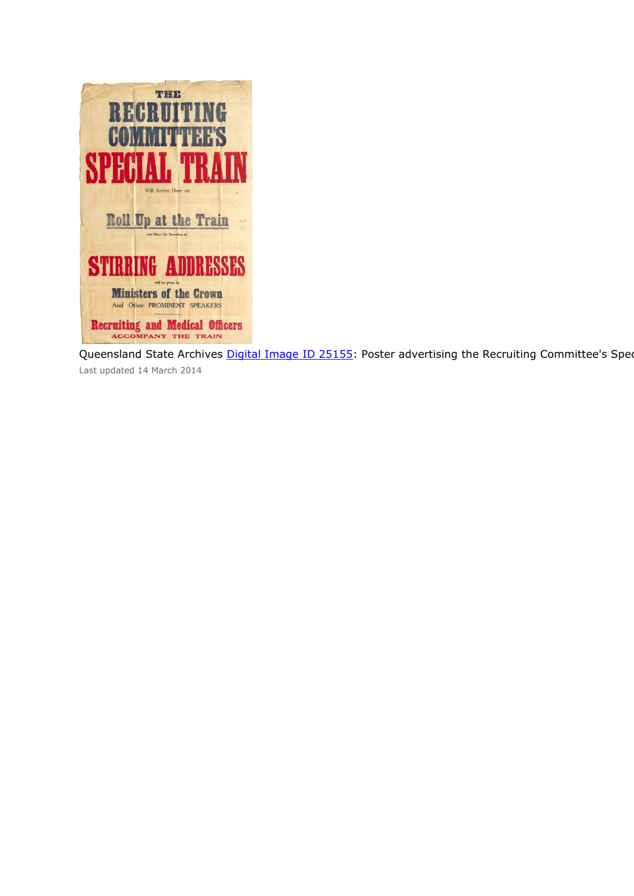THE
RECRUITING
COMMITTEE'S
SPECIAL TRAIN
Will Arrive Here on

Roll Up at the Train
and Hear the Speeches at

STIRRING ADDRESSES
will be given by
Ministers of the Crown
And Other PROMINENT SPEAKERS

Recruiting and Medical Officers
ACCOMPANY THE TRAIN

Queensland State Archives Digital Image ID 25155: Poster advertising the Recruiting Committee's Spec

Last updated 14 March 2014